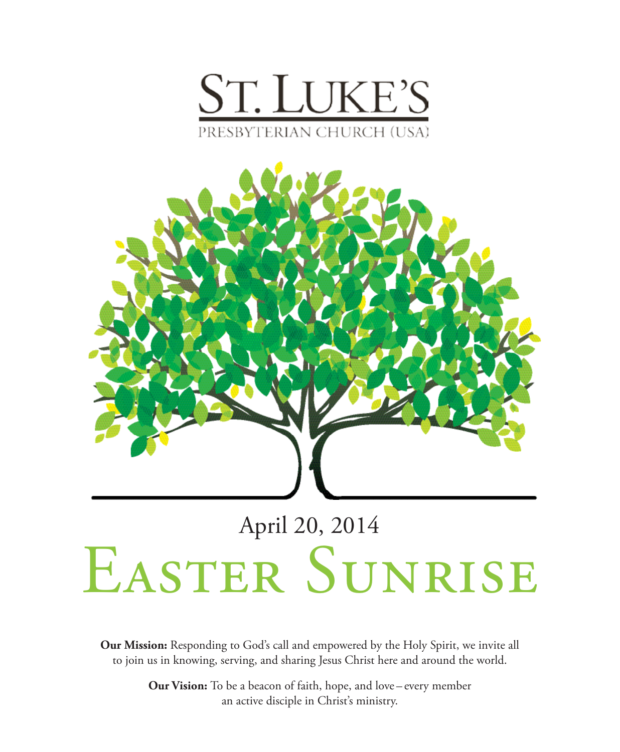# St. Luke's

Presbyterian Church (USA)

April 20, 2014

# Easter Sunrise

**Our Mission:** Responding to God's call and empowered by the Holy Spirit, we invite all to join us in knowing, serving, and sharing Jesus Christ here and around the world.

**Our Vision:** To be a beacon of faith, hope, and love – every member an active disciple in Christ's ministry.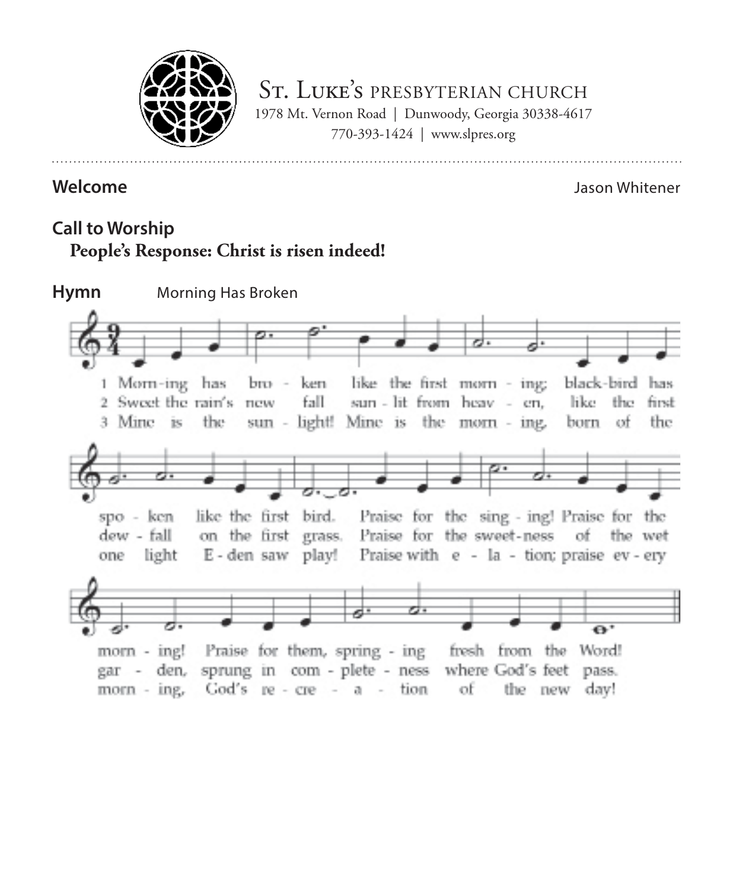**ST. LUKE'S PRESBYTERIAN CHURCH**
1978 Mt. Vernon Road | Dunwoody, Georgia 30338-4617
770-393-1424 | www.slpres.org

## Welcome

Jason Whitener

## Call to Worship

**People's Response: Christ is risen indeed!**

## Hymn

Morning Has Broken

1 Morn-ing has bro - ken like the first morn - ing; black-bird has spo - ken like the first bird. Praise for the sing - ing! Praise for the morn - ing! Praise for them, spring - ing fresh from the Word!

2 Sweet the rain's new fall sun - lit from heav - en, like the first dew - fall on the first grass. Praise for the sweet-ness of the wet gar - den, sprung in com - plete - ness where God's feet pass.

3 Mine is the sun - light! Mine is the morn - ing, born of the one light E - den saw play! Praise with e - la - tion; praise ev - ery morn - ing, God's re - cre - a - tion of the new day!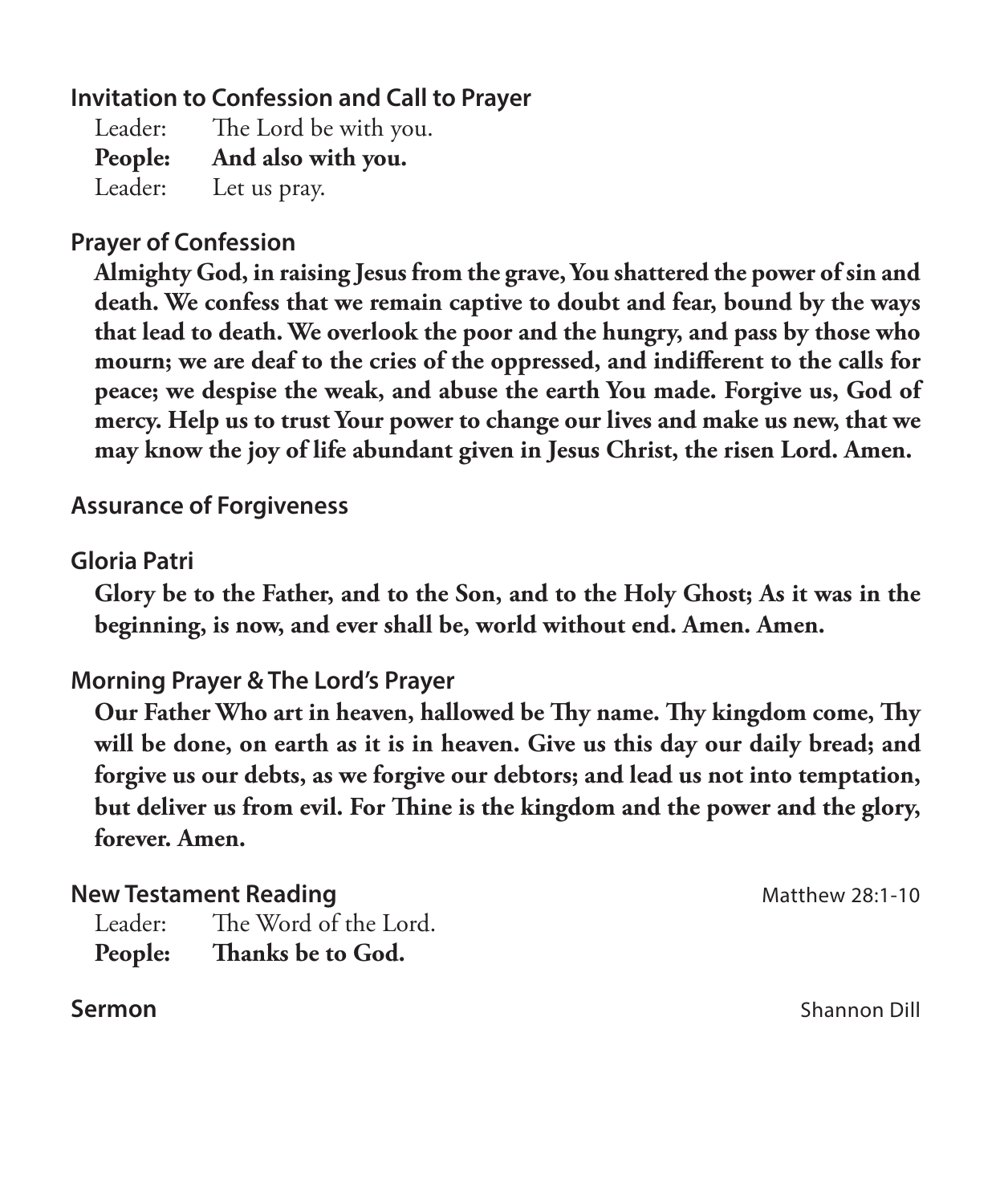## Invitation to Confession and Call to Prayer

Leader: The Lord be with you.
**People: And also with you.**
Leader: Let us pray.

## Prayer of Confession

**Almighty God, in raising Jesus from the grave, You shattered the power of sin and death. We confess that we remain captive to doubt and fear, bound by the ways that lead to death. We overlook the poor and the hungry, and pass by those who mourn; we are deaf to the cries of the oppressed, and indifferent to the calls for peace; we despise the weak, and abuse the earth You made. Forgive us, God of mercy. Help us to trust Your power to change our lives and make us new, that we may know the joy of life abundant given in Jesus Christ, the risen Lord. Amen.**

## Assurance of Forgiveness

## Gloria Patri

**Glory be to the Father, and to the Son, and to the Holy Ghost; As it was in the beginning, is now, and ever shall be, world without end. Amen. Amen.**

## Morning Prayer & The Lord's Prayer

**Our Father Who art in heaven, hallowed be Thy name. Thy kingdom come, Thy will be done, on earth as it is in heaven. Give us this day our daily bread; and forgive us our debts, as we forgive our debtors; and lead us not into temptation, but deliver us from evil. For Thine is the kingdom and the power and the glory, forever. Amen.**

## New Testament Reading — Matthew 28:1-10

Leader: The Word of the Lord.
**People: Thanks be to God.**

## Sermon — Shannon Dill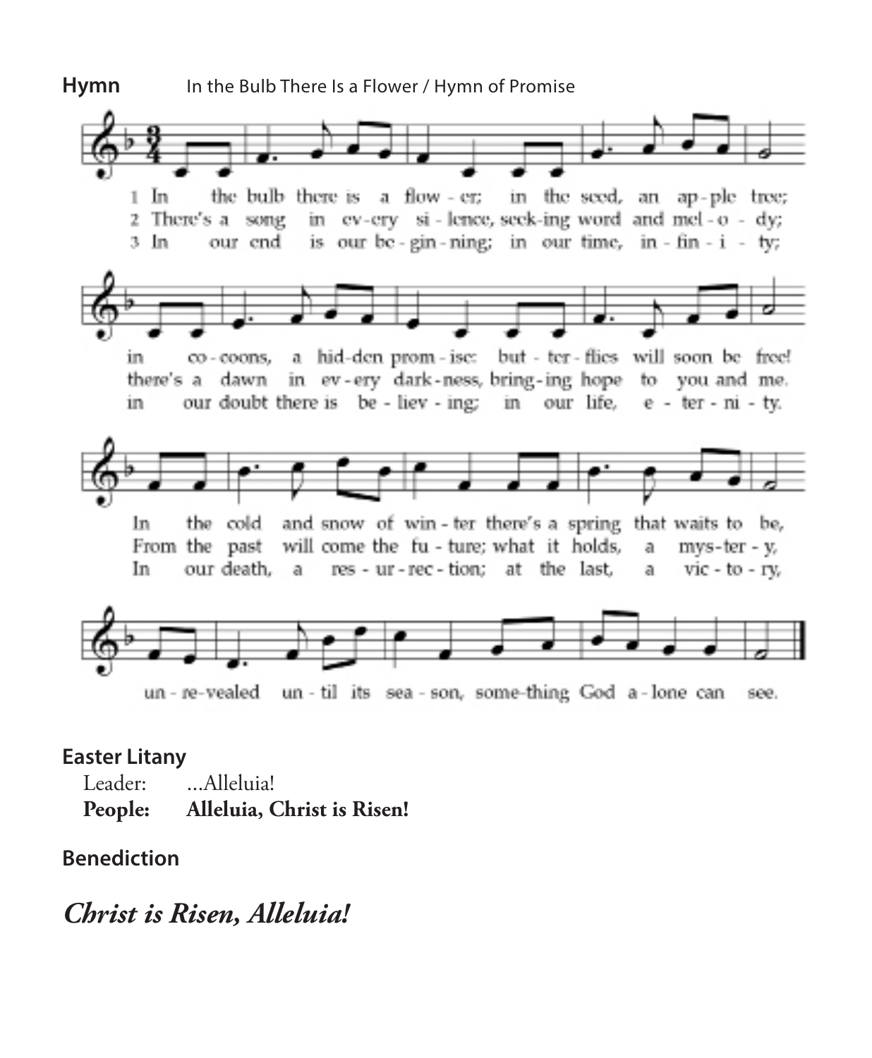**Hymn** In the Bulb There Is a Flower / Hymn of Promise

1 In the bulb there is a flow - er; in the seed, an ap - ple tree;
in co - coons, a hid - den prom - ise: but - ter - flies will soon be free!
In the cold and snow of win - ter there's a spring that waits to be,
un - re - vealed un - til its sea - son, some - thing God a - lone can see.

2 There's a song in ev - ery si - lence, seek - ing word and mel - o - dy;
there's a dawn in ev - ery dark - ness, bring - ing hope to you and me.
From the past will come the fu - ture; what it holds, a mys - ter - y,
un - re - vealed un - til its sea - son, some - thing God a - lone can see.

3 In our end is our be - gin - ning; in our time, in - fin - i - ty;
in our doubt there is be - liev - ing; in our life, e - ter - ni - ty.
In our death, a res - ur - rec - tion; at the last, a vic - to - ry,
un - re - vealed un - til its sea - son, some - thing God a - lone can see.

**Easter Litany**

Leader: ...Alleluia!
**People: Alleluia, Christ is Risen!**

**Benediction**

***Christ is Risen, Alleluia!***